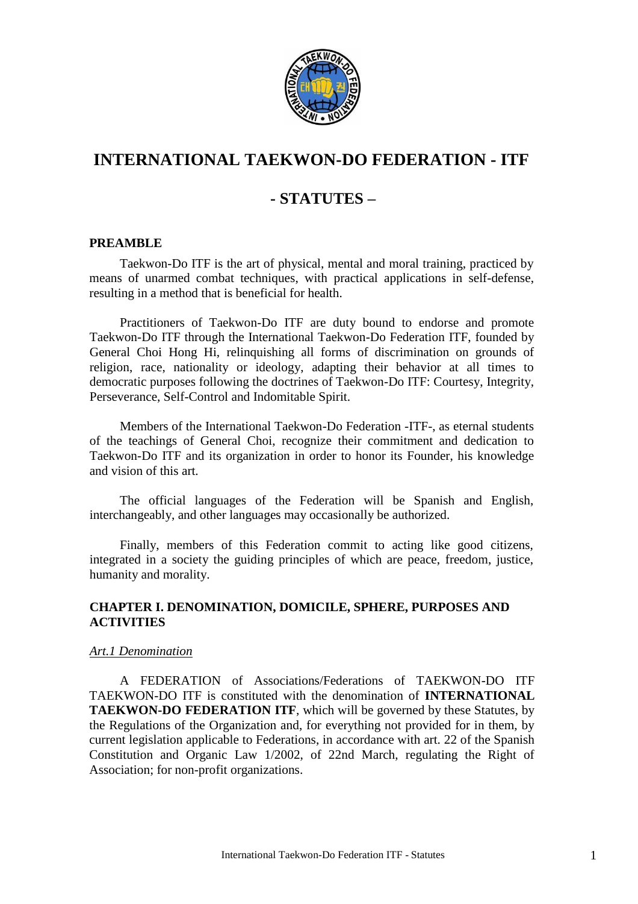# INTERNATIONAL TAEKWON-DO FEDERATION - ITF

## - STATUTES –

**PREAMBLE**

Taekwon-Do ITF is the art of physical, mental and moral training, practiced by means of unarmed combat techniques, with practical applications in self-defense, resulting in a method that is beneficial for health.

Practitioners of Taekwon-Do ITF are duty bound to endorse and promote Taekwon-Do ITF through the International Taekwon-Do Federation ITF, founded by General Choi Hong Hi, relinquishing all forms of discrimination on grounds of religion, race, nationality or ideology, adapting their behavior at all times to democratic purposes following the doctrines of Taekwon-Do ITF: Courtesy, Integrity, Perseverance, Self-Control and Indomitable Spirit.

Members of the International Taekwon-Do Federation -ITF-, as eternal students of the teachings of General Choi, recognize their commitment and dedication to Taekwon-Do ITF and its organization in order to honor its Founder, his knowledge and vision of this art.

The official languages of the Federation will be Spanish and English, interchangeably, and other languages may occasionally be authorized.

Finally, members of this Federation commit to acting like good citizens, integrated in a society the guiding principles of which are peace, freedom, justice, humanity and morality.

**CHAPTER I. DENOMINATION, DOMICILE, SPHERE, PURPOSES AND ACTIVITIES**

*Art.1 Denomination*

A FEDERATION of Associations/Federations of TAEKWON-DO ITF TAEKWON-DO ITF is constituted with the denomination of **INTERNATIONAL TAEKWON-DO FEDERATION ITF**, which will be governed by these Statutes, by the Regulations of the Organization and, for everything not provided for in them, by current legislation applicable to Federations, in accordance with art. 22 of the Spanish Constitution and Organic Law 1/2002, of 22nd March, regulating the Right of Association; for non-profit organizations.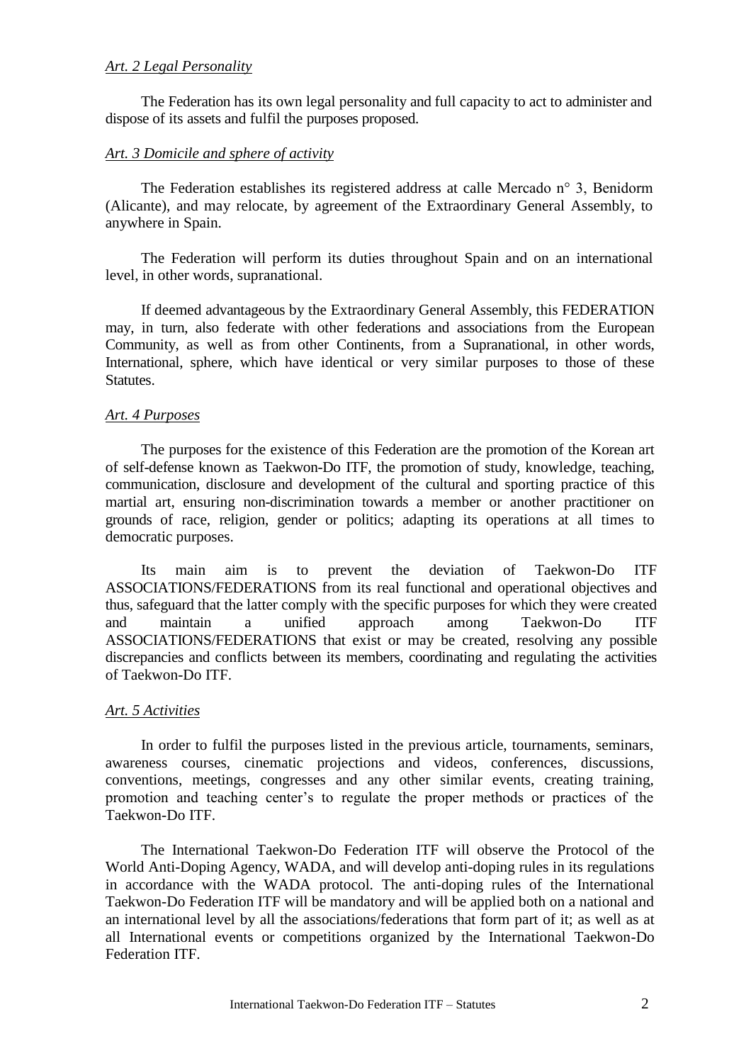*Art. 2 Legal Personality*

The Federation has its own legal personality and full capacity to act to administer and dispose of its assets and fulfil the purposes proposed.

*Art. 3 Domicile and sphere of activity*

The Federation establishes its registered address at calle Mercado n° 3, Benidorm (Alicante), and may relocate, by agreement of the Extraordinary General Assembly, to anywhere in Spain.

The Federation will perform its duties throughout Spain and on an international level, in other words, supranational.

If deemed advantageous by the Extraordinary General Assembly, this FEDERATION may, in turn, also federate with other federations and associations from the European Community, as well as from other Continents, from a Supranational, in other words, International, sphere, which have identical or very similar purposes to those of these Statutes.

*Art. 4 Purposes*

The purposes for the existence of this Federation are the promotion of the Korean art of self-defense known as Taekwon-Do ITF, the promotion of study, knowledge, teaching, communication, disclosure and development of the cultural and sporting practice of this martial art, ensuring non-discrimination towards a member or another practitioner on grounds of race, religion, gender or politics; adapting its operations at all times to democratic purposes.

Its main aim is to prevent the deviation of Taekwon-Do ITF ASSOCIATIONS/FEDERATIONS from its real functional and operational objectives and thus, safeguard that the latter comply with the specific purposes for which they were created and maintain a unified approach among Taekwon-Do ITF ASSOCIATIONS/FEDERATIONS that exist or may be created, resolving any possible discrepancies and conflicts between its members, coordinating and regulating the activities of Taekwon-Do ITF.

*Art. 5 Activities*

In order to fulfil the purposes listed in the previous article, tournaments, seminars, awareness courses, cinematic projections and videos, conferences, discussions, conventions, meetings, congresses and any other similar events, creating training, promotion and teaching center's to regulate the proper methods or practices of the Taekwon-Do ITF.

The International Taekwon-Do Federation ITF will observe the Protocol of the World Anti-Doping Agency, WADA, and will develop anti-doping rules in its regulations in accordance with the WADA protocol. The anti-doping rules of the International Taekwon-Do Federation ITF will be mandatory and will be applied both on a national and an international level by all the associations/federations that form part of it; as well as at all International events or competitions organized by the International Taekwon-Do Federation ITF.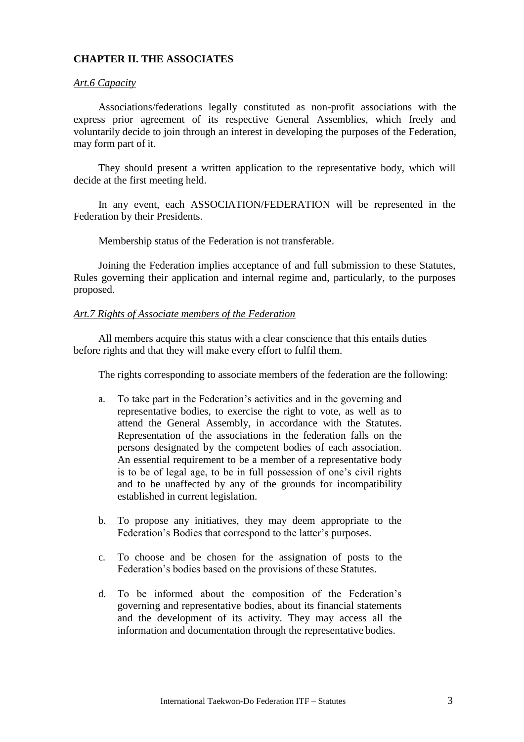## CHAPTER II. THE ASSOCIATES

*Art.6 Capacity*

Associations/federations legally constituted as non-profit associations with the express prior agreement of its respective General Assemblies, which freely and voluntarily decide to join through an interest in developing the purposes of the Federation, may form part of it.

They should present a written application to the representative body, which will decide at the first meeting held.

In any event, each ASSOCIATION/FEDERATION will be represented in the Federation by their Presidents.

Membership status of the Federation is not transferable.

Joining the Federation implies acceptance of and full submission to these Statutes, Rules governing their application and internal regime and, particularly, to the purposes proposed.

*Art.7 Rights of Associate members of the Federation*

All members acquire this status with a clear conscience that this entails duties before rights and that they will make every effort to fulfil them.

The rights corresponding to associate members of the federation are the following:

a. To take part in the Federation's activities and in the governing and representative bodies, to exercise the right to vote, as well as to attend the General Assembly, in accordance with the Statutes. Representation of the associations in the federation falls on the persons designated by the competent bodies of each association. An essential requirement to be a member of a representative body is to be of legal age, to be in full possession of one's civil rights and to be unaffected by any of the grounds for incompatibility established in current legislation.

b. To propose any initiatives, they may deem appropriate to the Federation's Bodies that correspond to the latter's purposes.

c. To choose and be chosen for the assignation of posts to the Federation's bodies based on the provisions of these Statutes.

d. To be informed about the composition of the Federation's governing and representative bodies, about its financial statements and the development of its activity. They may access all the information and documentation through the representative bodies.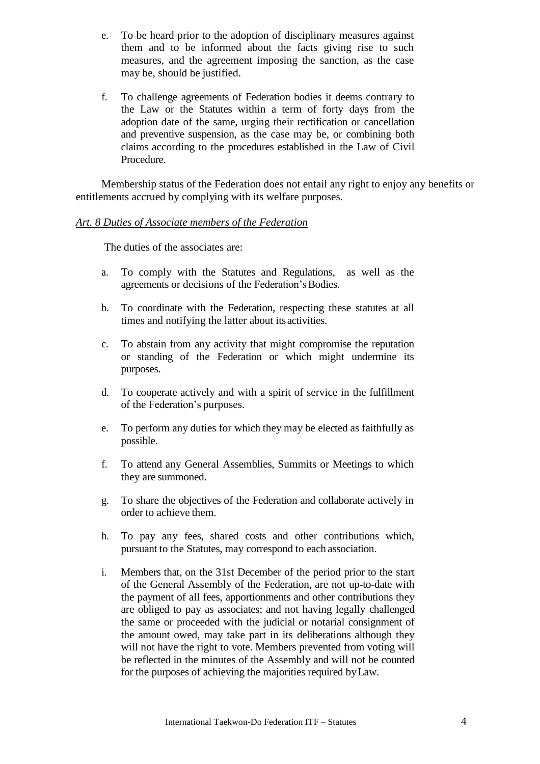e. To be heard prior to the adoption of disciplinary measures against them and to be informed about the facts giving rise to such measures, and the agreement imposing the sanction, as the case may be, should be justified.

f. To challenge agreements of Federation bodies it deems contrary to the Law or the Statutes within a term of forty days from the adoption date of the same, urging their rectification or cancellation and preventive suspension, as the case may be, or combining both claims according to the procedures established in the Law of Civil Procedure.

Membership status of the Federation does not entail any right to enjoy any benefits or entitlements accrued by complying with its welfare purposes.

*Art. 8 Duties of Associate members of the Federation*

The duties of the associates are:

a. To comply with the Statutes and Regulations, as well as the agreements or decisions of the Federation's Bodies.

b. To coordinate with the Federation, respecting these statutes at all times and notifying the latter about its activities.

c. To abstain from any activity that might compromise the reputation or standing of the Federation or which might undermine its purposes.

d. To cooperate actively and with a spirit of service in the fulfillment of the Federation's purposes.

e. To perform any duties for which they may be elected as faithfully as possible.

f. To attend any General Assemblies, Summits or Meetings to which they are summoned.

g. To share the objectives of the Federation and collaborate actively in order to achieve them.

h. To pay any fees, shared costs and other contributions which, pursuant to the Statutes, may correspond to each association.

i. Members that, on the 31st December of the period prior to the start of the General Assembly of the Federation, are not up-to-date with the payment of all fees, apportionments and other contributions they are obliged to pay as associates; and not having legally challenged the same or proceeded with the judicial or notarial consignment of the amount owed, may take part in its deliberations although they will not have the right to vote. Members prevented from voting will be reflected in the minutes of the Assembly and will not be counted for the purposes of achieving the majorities required by Law.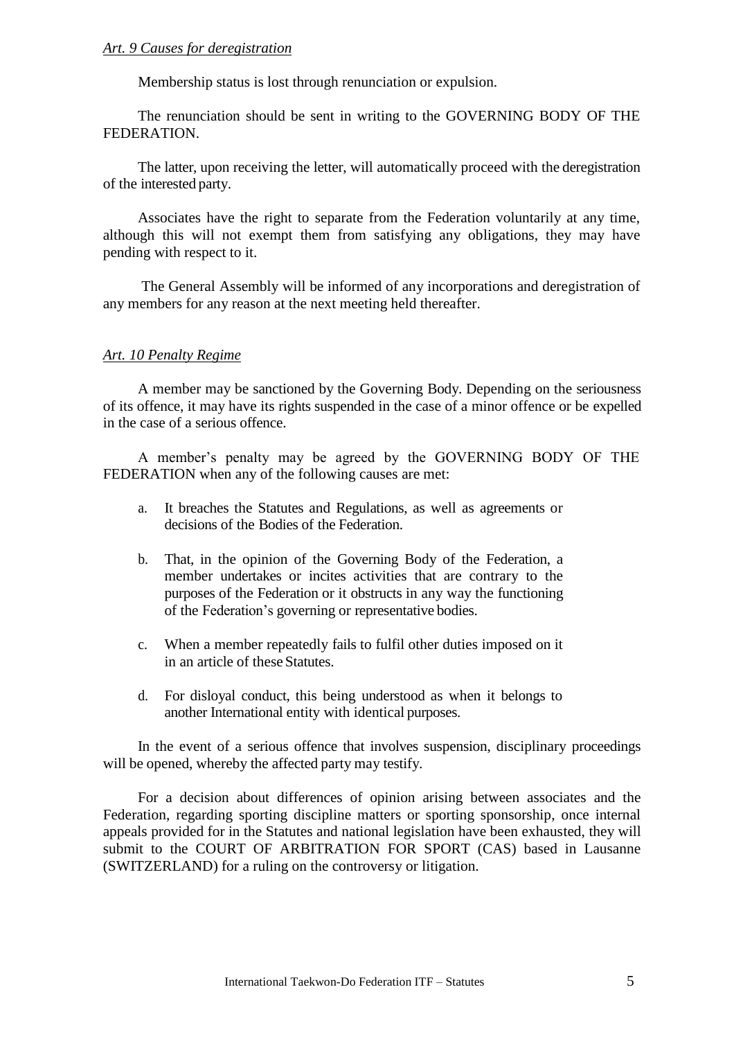*Art. 9 Causes for deregistration*

Membership status is lost through renunciation or expulsion.

The renunciation should be sent in writing to the GOVERNING BODY OF THE FEDERATION.

The latter, upon receiving the letter, will automatically proceed with the deregistration of the interested party.

Associates have the right to separate from the Federation voluntarily at any time, although this will not exempt them from satisfying any obligations, they may have pending with respect to it.

The General Assembly will be informed of any incorporations and deregistration of any members for any reason at the next meeting held thereafter.

*Art. 10 Penalty Regime*

A member may be sanctioned by the Governing Body. Depending on the seriousness of its offence, it may have its rights suspended in the case of a minor offence or be expelled in the case of a serious offence.

A member's penalty may be agreed by the GOVERNING BODY OF THE FEDERATION when any of the following causes are met:

a. It breaches the Statutes and Regulations, as well as agreements or decisions of the Bodies of the Federation.

b. That, in the opinion of the Governing Body of the Federation, a member undertakes or incites activities that are contrary to the purposes of the Federation or it obstructs in any way the functioning of the Federation's governing or representative bodies.

c. When a member repeatedly fails to fulfil other duties imposed on it in an article of these Statutes.

d. For disloyal conduct, this being understood as when it belongs to another International entity with identical purposes.

In the event of a serious offence that involves suspension, disciplinary proceedings will be opened, whereby the affected party may testify.

For a decision about differences of opinion arising between associates and the Federation, regarding sporting discipline matters or sporting sponsorship, once internal appeals provided for in the Statutes and national legislation have been exhausted, they will submit to the COURT OF ARBITRATION FOR SPORT (CAS) based in Lausanne (SWITZERLAND) for a ruling on the controversy or litigation.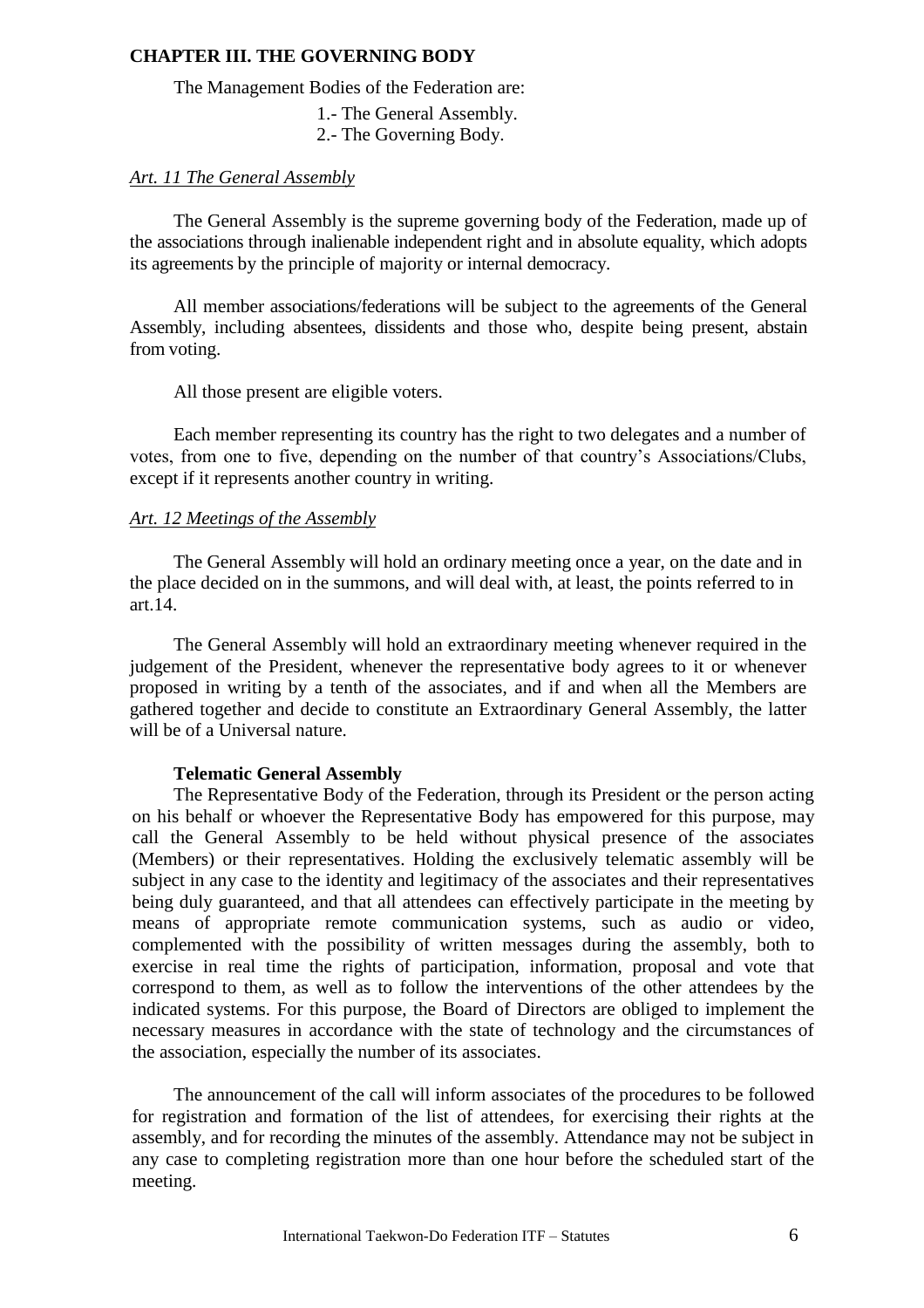## CHAPTER III. THE GOVERNING BODY

The Management Bodies of the Federation are:

1.- The General Assembly.
2.- The Governing Body.

*Art. 11 The General Assembly*

The General Assembly is the supreme governing body of the Federation, made up of the associations through inalienable independent right and in absolute equality, which adopts its agreements by the principle of majority or internal democracy.

All member associations/federations will be subject to the agreements of the General Assembly, including absentees, dissidents and those who, despite being present, abstain from voting.

All those present are eligible voters.

Each member representing its country has the right to two delegates and a number of votes, from one to five, depending on the number of that country's Associations/Clubs, except if it represents another country in writing.

*Art. 12 Meetings of the Assembly*

The General Assembly will hold an ordinary meeting once a year, on the date and in the place decided on in the summons, and will deal with, at least, the points referred to in art.14.

The General Assembly will hold an extraordinary meeting whenever required in the judgement of the President, whenever the representative body agrees to it or whenever proposed in writing by a tenth of the associates, and if and when all the Members are gathered together and decide to constitute an Extraordinary General Assembly, the latter will be of a Universal nature.

**Telematic General Assembly**

The Representative Body of the Federation, through its President or the person acting on his behalf or whoever the Representative Body has empowered for this purpose, may call the General Assembly to be held without physical presence of the associates (Members) or their representatives. Holding the exclusively telematic assembly will be subject in any case to the identity and legitimacy of the associates and their representatives being duly guaranteed, and that all attendees can effectively participate in the meeting by means of appropriate remote communication systems, such as audio or video, complemented with the possibility of written messages during the assembly, both to exercise in real time the rights of participation, information, proposal and vote that correspond to them, as well as to follow the interventions of the other attendees by the indicated systems. For this purpose, the Board of Directors are obliged to implement the necessary measures in accordance with the state of technology and the circumstances of the association, especially the number of its associates.

The announcement of the call will inform associates of the procedures to be followed for registration and formation of the list of attendees, for exercising their rights at the assembly, and for recording the minutes of the assembly. Attendance may not be subject in any case to completing registration more than one hour before the scheduled start of the meeting.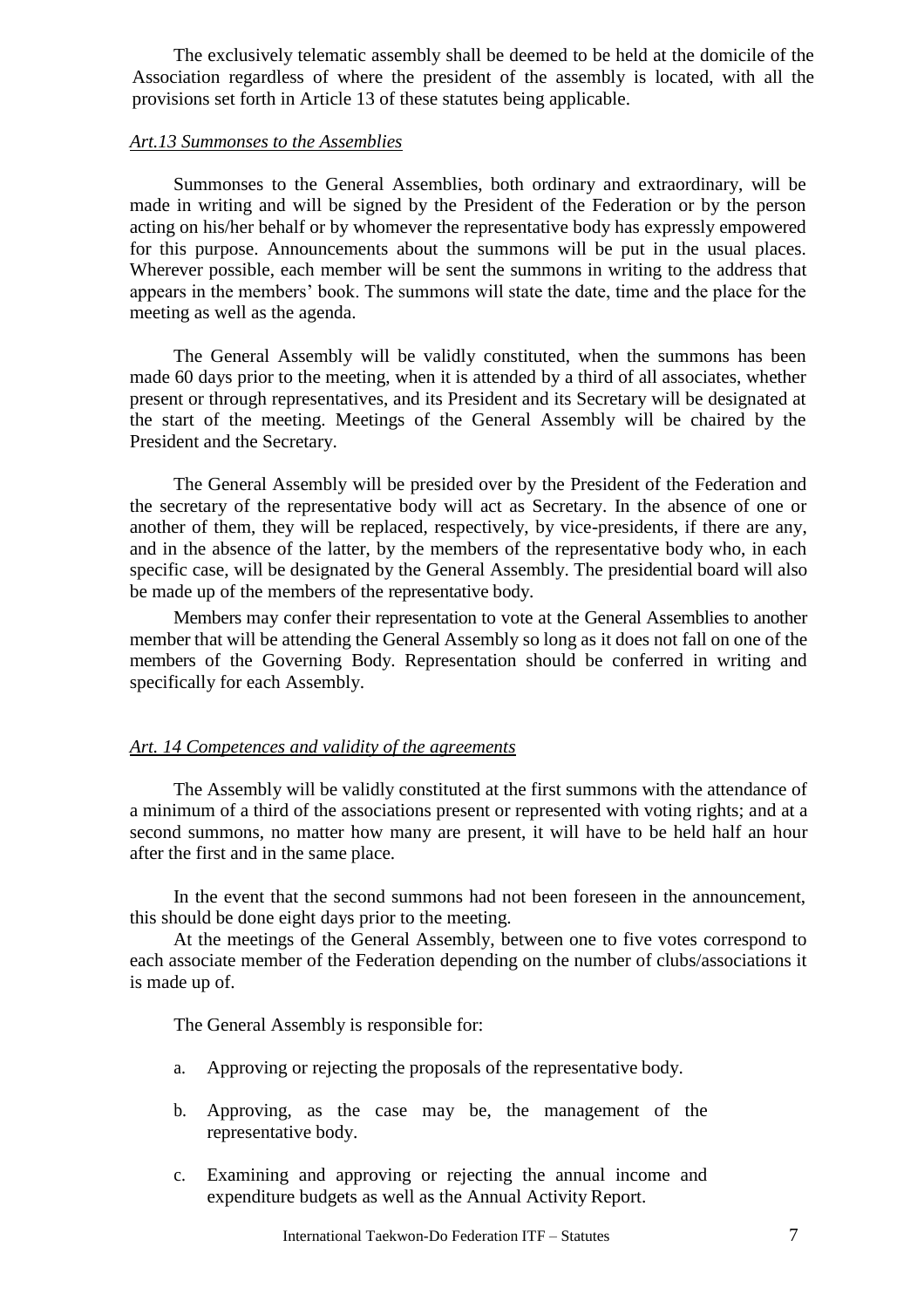The exclusively telematic assembly shall be deemed to be held at the domicile of the Association regardless of where the president of the assembly is located, with all the provisions set forth in Article 13 of these statutes being applicable.

### *Art.13 Summonses to the Assemblies*

Summonses to the General Assemblies, both ordinary and extraordinary, will be made in writing and will be signed by the President of the Federation or by the person acting on his/her behalf or by whomever the representative body has expressly empowered for this purpose. Announcements about the summons will be put in the usual places. Wherever possible, each member will be sent the summons in writing to the address that appears in the members' book. The summons will state the date, time and the place for the meeting as well as the agenda.

The General Assembly will be validly constituted, when the summons has been made 60 days prior to the meeting, when it is attended by a third of all associates, whether present or through representatives, and its President and its Secretary will be designated at the start of the meeting. Meetings of the General Assembly will be chaired by the President and the Secretary.

The General Assembly will be presided over by the President of the Federation and the secretary of the representative body will act as Secretary. In the absence of one or another of them, they will be replaced, respectively, by vice-presidents, if there are any, and in the absence of the latter, by the members of the representative body who, in each specific case, will be designated by the General Assembly. The presidential board will also be made up of the members of the representative body.

Members may confer their representation to vote at the General Assemblies to another member that will be attending the General Assembly so long as it does not fall on one of the members of the Governing Body. Representation should be conferred in writing and specifically for each Assembly.

### *Art. 14 Competences and validity of the agreements*

The Assembly will be validly constituted at the first summons with the attendance of a minimum of a third of the associations present or represented with voting rights; and at a second summons, no matter how many are present, it will have to be held half an hour after the first and in the same place.

In the event that the second summons had not been foreseen in the announcement, this should be done eight days prior to the meeting.

At the meetings of the General Assembly, between one to five votes correspond to each associate member of the Federation depending on the number of clubs/associations it is made up of.

The General Assembly is responsible for:

a. Approving or rejecting the proposals of the representative body.

b. Approving, as the case may be, the management of the representative body.

c. Examining and approving or rejecting the annual income and expenditure budgets as well as the Annual Activity Report.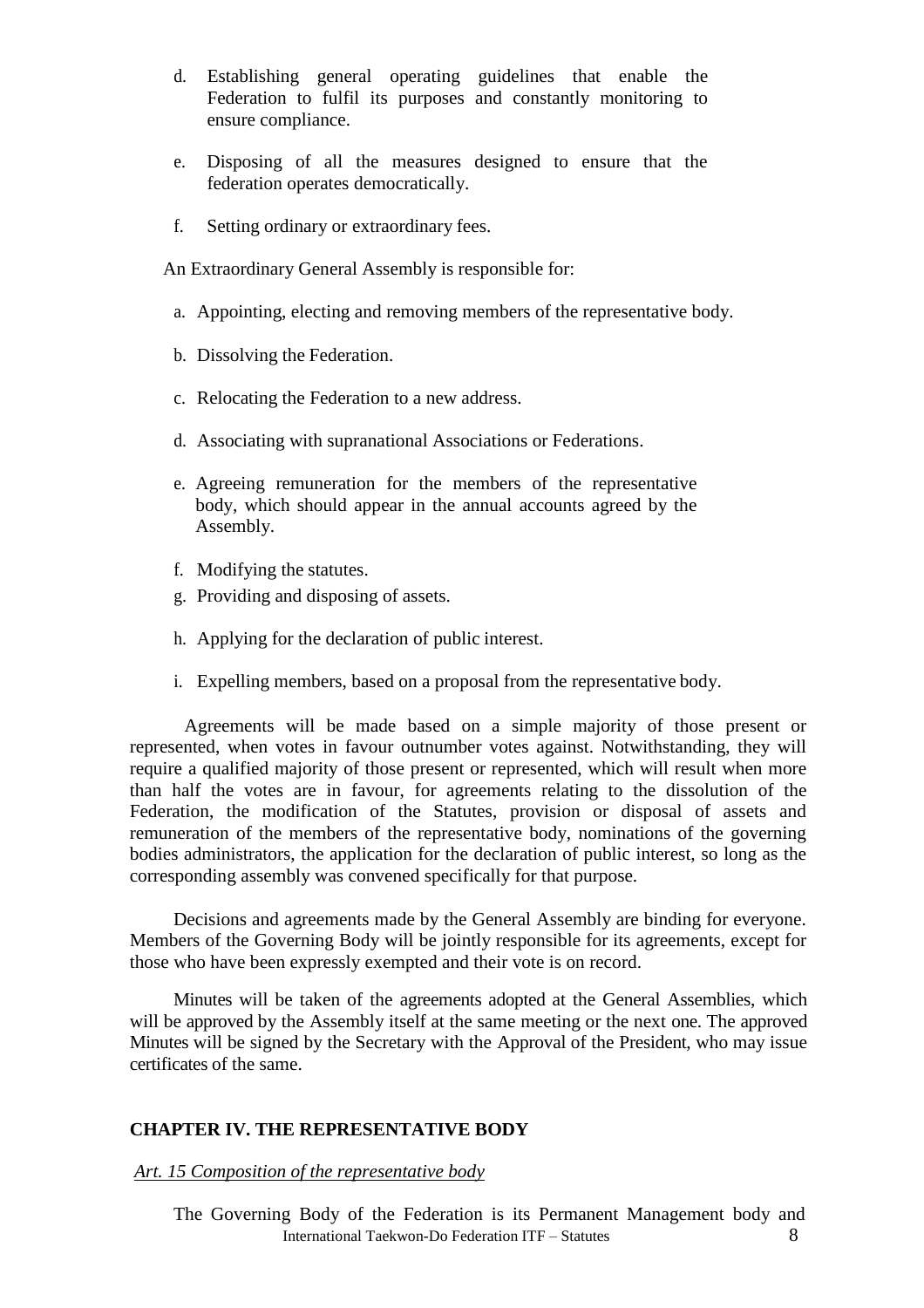d. Establishing general operating guidelines that enable the Federation to fulfil its purposes and constantly monitoring to ensure compliance.

e. Disposing of all the measures designed to ensure that the federation operates democratically.

f. Setting ordinary or extraordinary fees.

An Extraordinary General Assembly is responsible for:

a. Appointing, electing and removing members of the representative body.

b. Dissolving the Federation.

c. Relocating the Federation to a new address.

d. Associating with supranational Associations or Federations.

e. Agreeing remuneration for the members of the representative body, which should appear in the annual accounts agreed by the Assembly.

f. Modifying the statutes.

g. Providing and disposing of assets.

h. Applying for the declaration of public interest.

i. Expelling members, based on a proposal from the representative body.

Agreements will be made based on a simple majority of those present or represented, when votes in favour outnumber votes against. Notwithstanding, they will require a qualified majority of those present or represented, which will result when more than half the votes are in favour, for agreements relating to the dissolution of the Federation, the modification of the Statutes, provision or disposal of assets and remuneration of the members of the representative body, nominations of the governing bodies administrators, the application for the declaration of public interest, so long as the corresponding assembly was convened specifically for that purpose.

Decisions and agreements made by the General Assembly are binding for everyone. Members of the Governing Body will be jointly responsible for its agreements, except for those who have been expressly exempted and their vote is on record.

Minutes will be taken of the agreements adopted at the General Assemblies, which will be approved by the Assembly itself at the same meeting or the next one. The approved Minutes will be signed by the Secretary with the Approval of the President, who may issue certificates of the same.

## CHAPTER IV. THE REPRESENTATIVE BODY

*Art. 15 Composition of the representative body*

The Governing Body of the Federation is its Permanent Management body and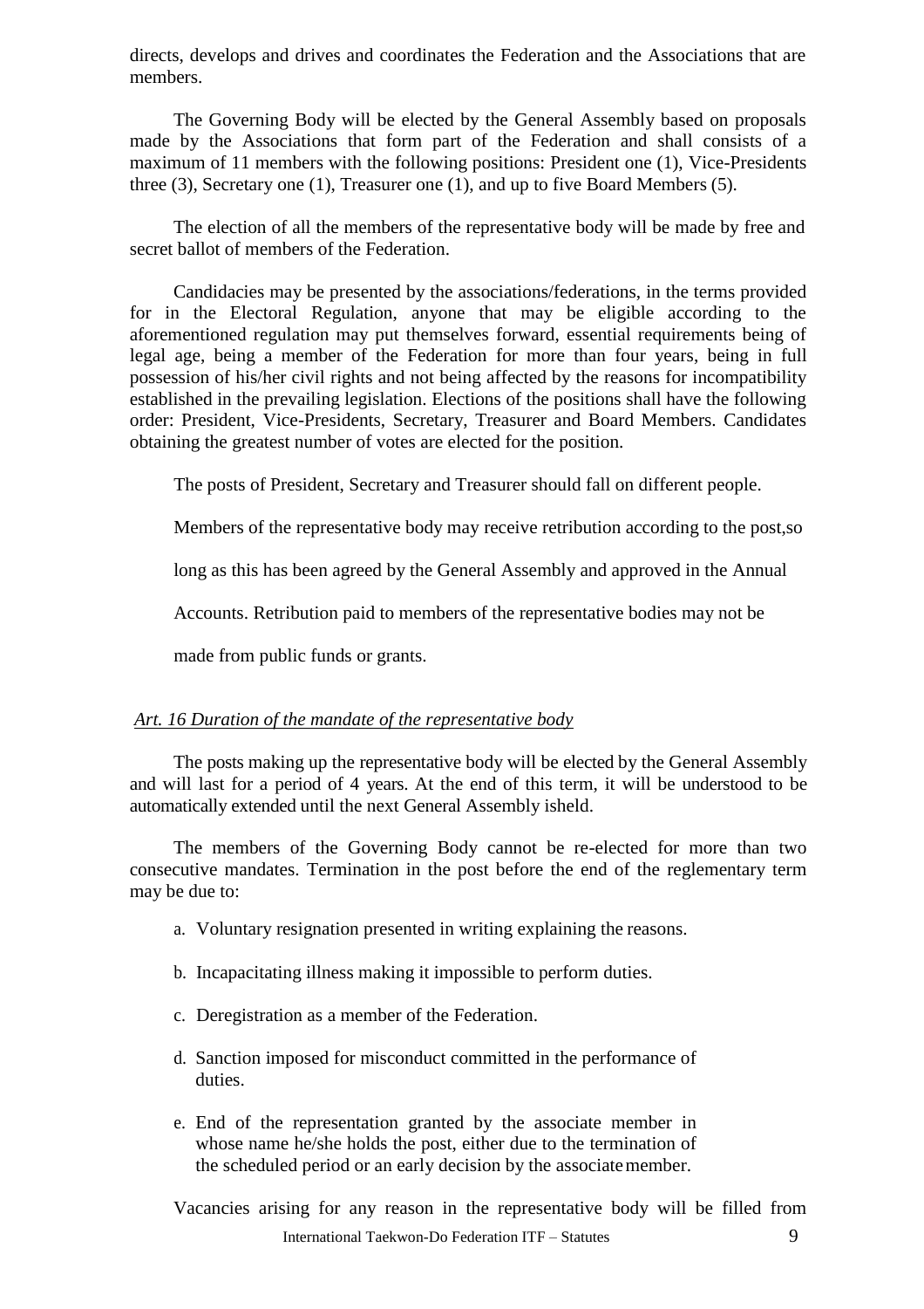directs, develops and drives and coordinates the Federation and the Associations that are members.

The Governing Body will be elected by the General Assembly based on proposals made by the Associations that form part of the Federation and shall consists of a maximum of 11 members with the following positions: President one (1), Vice-Presidents three (3), Secretary one (1), Treasurer one (1), and up to five Board Members (5).

The election of all the members of the representative body will be made by free and secret ballot of members of the Federation.

Candidacies may be presented by the associations/federations, in the terms provided for in the Electoral Regulation, anyone that may be eligible according to the aforementioned regulation may put themselves forward, essential requirements being of legal age, being a member of the Federation for more than four years, being in full possession of his/her civil rights and not being affected by the reasons for incompatibility established in the prevailing legislation. Elections of the positions shall have the following order: President, Vice-Presidents, Secretary, Treasurer and Board Members. Candidates obtaining the greatest number of votes are elected for the position.

The posts of President, Secretary and Treasurer should fall on different people.

Members of the representative body may receive retribution according to the post,so long as this has been agreed by the General Assembly and approved in the Annual Accounts. Retribution paid to members of the representative bodies may not be made from public funds or grants.

*Art. 16 Duration of the mandate of the representative body*

The posts making up the representative body will be elected by the General Assembly and will last for a period of 4 years. At the end of this term, it will be understood to be automatically extended until the next General Assembly isheld.

The members of the Governing Body cannot be re-elected for more than two consecutive mandates. Termination in the post before the end of the reglementary term may be due to:

a. Voluntary resignation presented in writing explaining the reasons.

b. Incapacitating illness making it impossible to perform duties.

c. Deregistration as a member of the Federation.

d. Sanction imposed for misconduct committed in the performance of duties.

e. End of the representation granted by the associate member in whose name he/she holds the post, either due to the termination of the scheduled period or an early decision by the associate member.

Vacancies arising for any reason in the representative body will be filled from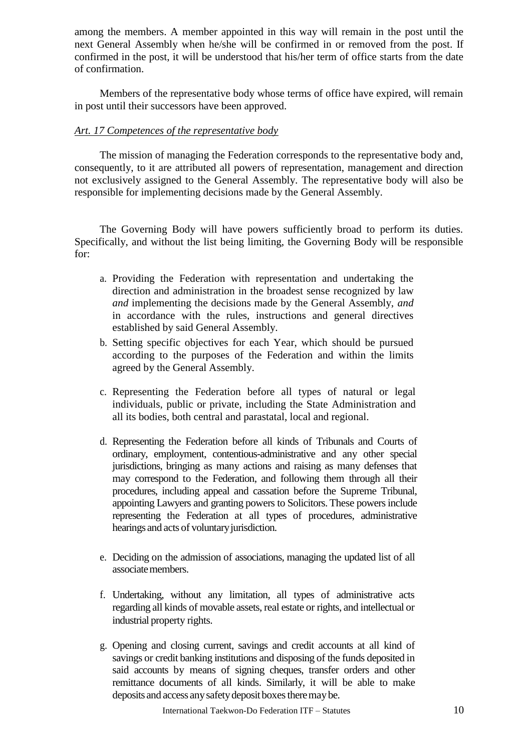among the members. A member appointed in this way will remain in the post until the next General Assembly when he/she will be confirmed in or removed from the post. If confirmed in the post, it will be understood that his/her term of office starts from the date of confirmation.

Members of the representative body whose terms of office have expired, will remain in post until their successors have been approved.

*Art. 17 Competences of the representative body*

The mission of managing the Federation corresponds to the representative body and, consequently, to it are attributed all powers of representation, management and direction not exclusively assigned to the General Assembly. The representative body will also be responsible for implementing decisions made by the General Assembly.

The Governing Body will have powers sufficiently broad to perform its duties. Specifically, and without the list being limiting, the Governing Body will be responsible for:

a. Providing the Federation with representation and undertaking the direction and administration in the broadest sense recognized by law *and* implementing the decisions made by the General Assembly, *and* in accordance with the rules, instructions and general directives established by said General Assembly.
b. Setting specific objectives for each Year, which should be pursued according to the purposes of the Federation and within the limits agreed by the General Assembly.
c. Representing the Federation before all types of natural or legal individuals, public or private, including the State Administration and all its bodies, both central and parastatal, local and regional.
d. Representing the Federation before all kinds of Tribunals and Courts of ordinary, employment, contentious-administrative and any other special jurisdictions, bringing as many actions and raising as many defenses that may correspond to the Federation, and following them through all their procedures, including appeal and cassation before the Supreme Tribunal, appointing Lawyers and granting powers to Solicitors. These powers include representing the Federation at all types of procedures, administrative hearings and acts of voluntary jurisdiction.
e. Deciding on the admission of associations, managing the updated list of all associate members.
f. Undertaking, without any limitation, all types of administrative acts regarding all kinds of movable assets, real estate or rights, and intellectual or industrial property rights.
g. Opening and closing current, savings and credit accounts at all kind of savings or credit banking institutions and disposing of the funds deposited in said accounts by means of signing cheques, transfer orders and other remittance documents of all kinds. Similarly, it will be able to make deposits and access any safety deposit boxes there may be.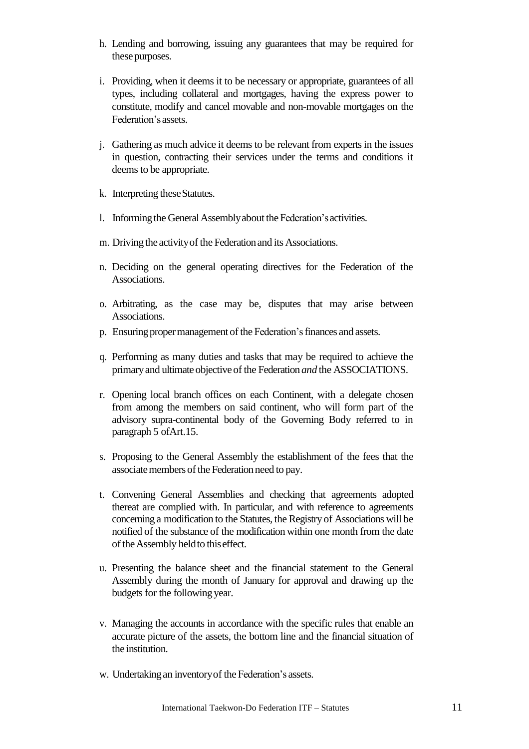h. Lending and borrowing, issuing any guarantees that may be required for these purposes.

i. Providing, when it deems it to be necessary or appropriate, guarantees of all types, including collateral and mortgages, having the express power to constitute, modify and cancel movable and non-movable mortgages on the Federation's assets.

j. Gathering as much advice it deems to be relevant from experts in the issues in question, contracting their services under the terms and conditions it deems to be appropriate.

k. Interpreting these Statutes.

l. Informing the General Assembly about the Federation's activities.

m. Driving the activity of the Federation and its Associations.

n. Deciding on the general operating directives for the Federation of the Associations.

o. Arbitrating, as the case may be, disputes that may arise between Associations.

p. Ensuring proper management of the Federation's finances and assets.

q. Performing as many duties and tasks that may be required to achieve the primary and ultimate objective of the Federation *and* the ASSOCIATIONS.

r. Opening local branch offices on each Continent, with a delegate chosen from among the members on said continent, who will form part of the advisory supra-continental body of the Governing Body referred to in paragraph 5 of Art.15.

s. Proposing to the General Assembly the establishment of the fees that the associate members of the Federation need to pay.

t. Convening General Assemblies and checking that agreements adopted thereat are complied with. In particular, and with reference to agreements concerning a modification to the Statutes, the Registry of Associations will be notified of the substance of the modification within one month from the date of the Assembly held to this effect.

u. Presenting the balance sheet and the financial statement to the General Assembly during the month of January for approval and drawing up the budgets for the following year.

v. Managing the accounts in accordance with the specific rules that enable an accurate picture of the assets, the bottom line and the financial situation of the institution.

w. Undertaking an inventory of the Federation's assets.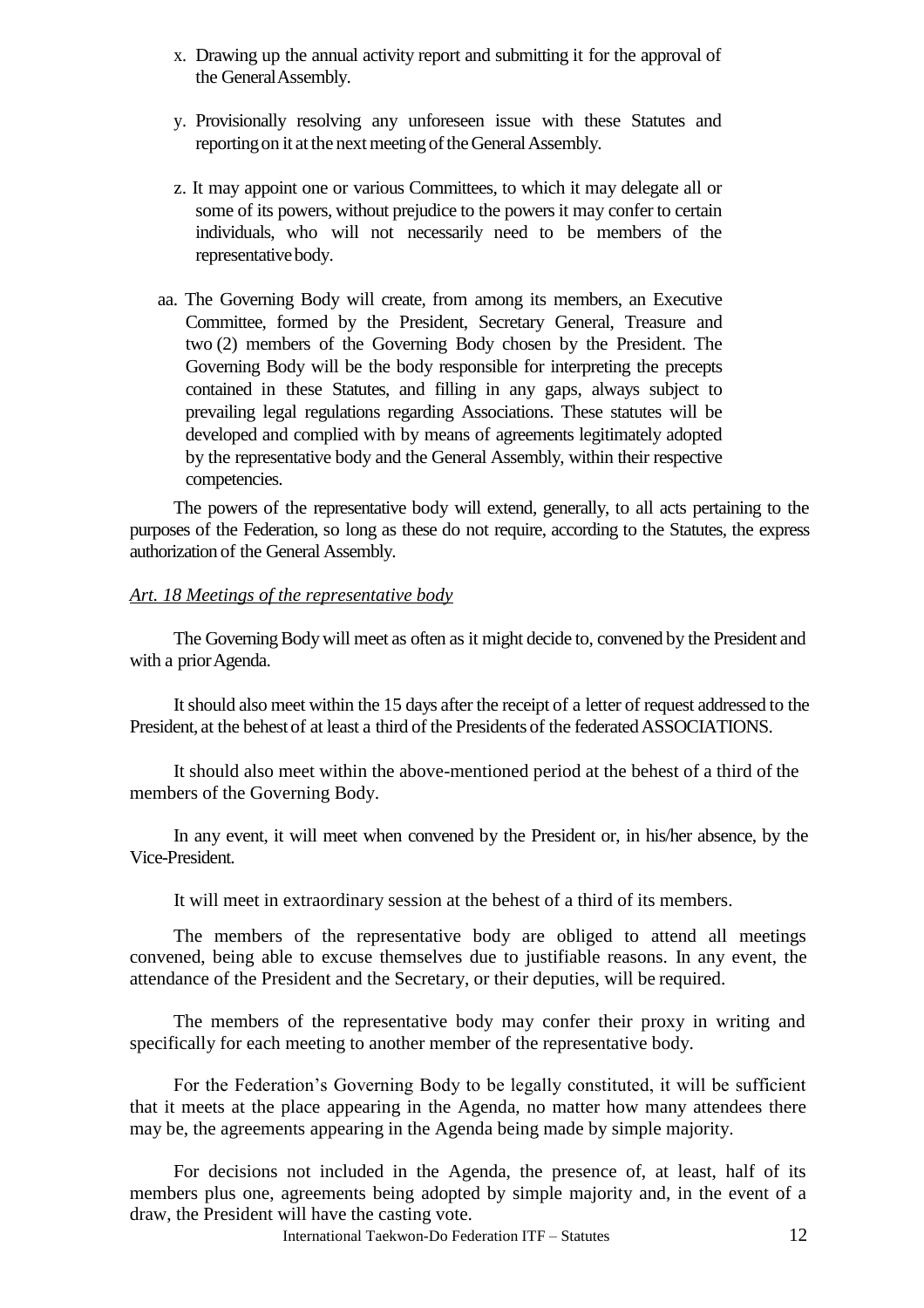x. Drawing up the annual activity report and submitting it for the approval of the General Assembly.

y. Provisionally resolving any unforeseen issue with these Statutes and reporting on it at the next meeting of the General Assembly.

z. It may appoint one or various Committees, to which it may delegate all or some of its powers, without prejudice to the powers it may confer to certain individuals, who will not necessarily need to be members of the representative body.

aa. The Governing Body will create, from among its members, an Executive Committee, formed by the President, Secretary General, Treasure and two (2) members of the Governing Body chosen by the President. The Governing Body will be the body responsible for interpreting the precepts contained in these Statutes, and filling in any gaps, always subject to prevailing legal regulations regarding Associations. These statutes will be developed and complied with by means of agreements legitimately adopted by the representative body and the General Assembly, within their respective competencies.

The powers of the representative body will extend, generally, to all acts pertaining to the purposes of the Federation, so long as these do not require, according to the Statutes, the express authorization of the General Assembly.

*Art. 18 Meetings of the representative body*

The Governing Body will meet as often as it might decide to, convened by the President and with a prior Agenda.

It should also meet within the 15 days after the receipt of a letter of request addressed to the President, at the behest of at least a third of the Presidents of the federated ASSOCIATIONS.

It should also meet within the above-mentioned period at the behest of a third of the members of the Governing Body.

In any event, it will meet when convened by the President or, in his/her absence, by the Vice-President.

It will meet in extraordinary session at the behest of a third of its members.

The members of the representative body are obliged to attend all meetings convened, being able to excuse themselves due to justifiable reasons. In any event, the attendance of the President and the Secretary, or their deputies, will be required.

The members of the representative body may confer their proxy in writing and specifically for each meeting to another member of the representative body.

For the Federation's Governing Body to be legally constituted, it will be sufficient that it meets at the place appearing in the Agenda, no matter how many attendees there may be, the agreements appearing in the Agenda being made by simple majority.

For decisions not included in the Agenda, the presence of, at least, half of its members plus one, agreements being adopted by simple majority and, in the event of a draw, the President will have the casting vote.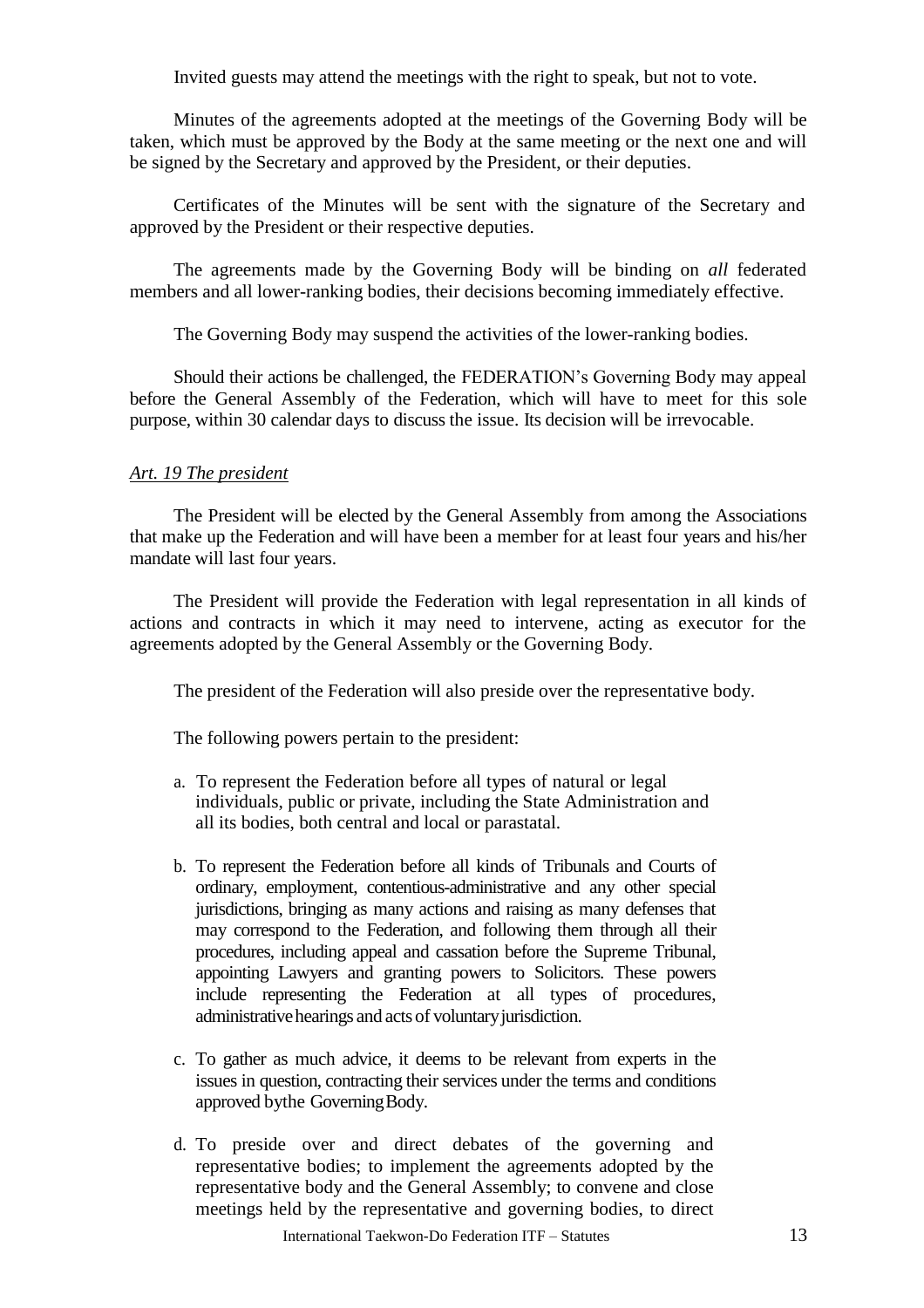Invited guests may attend the meetings with the right to speak, but not to vote.

Minutes of the agreements adopted at the meetings of the Governing Body will be taken, which must be approved by the Body at the same meeting or the next one and will be signed by the Secretary and approved by the President, or their deputies.

Certificates of the Minutes will be sent with the signature of the Secretary and approved by the President or their respective deputies.

The agreements made by the Governing Body will be binding on *all* federated members and all lower-ranking bodies, their decisions becoming immediately effective.

The Governing Body may suspend the activities of the lower-ranking bodies.

Should their actions be challenged, the FEDERATION's Governing Body may appeal before the General Assembly of the Federation, which will have to meet for this sole purpose, within 30 calendar days to discuss the issue. Its decision will be irrevocable.

*Art. 19 The president*

The President will be elected by the General Assembly from among the Associations that make up the Federation and will have been a member for at least four years and his/her mandate will last four years.

The President will provide the Federation with legal representation in all kinds of actions and contracts in which it may need to intervene, acting as executor for the agreements adopted by the General Assembly or the Governing Body.

The president of the Federation will also preside over the representative body.

The following powers pertain to the president:

a. To represent the Federation before all types of natural or legal individuals, public or private, including the State Administration and all its bodies, both central and local or parastatal.

b. To represent the Federation before all kinds of Tribunals and Courts of ordinary, employment, contentious-administrative and any other special jurisdictions, bringing as many actions and raising as many defenses that may correspond to the Federation, and following them through all their procedures, including appeal and cassation before the Supreme Tribunal, appointing Lawyers and granting powers to Solicitors. These powers include representing the Federation at all types of procedures, administrative hearings and acts of voluntary jurisdiction.

c. To gather as much advice, it deems to be relevant from experts in the issues in question, contracting their services under the terms and conditions approved bythe Governing Body.

d. To preside over and direct debates of the governing and representative bodies; to implement the agreements adopted by the representative body and the General Assembly; to convene and close meetings held by the representative and governing bodies, to direct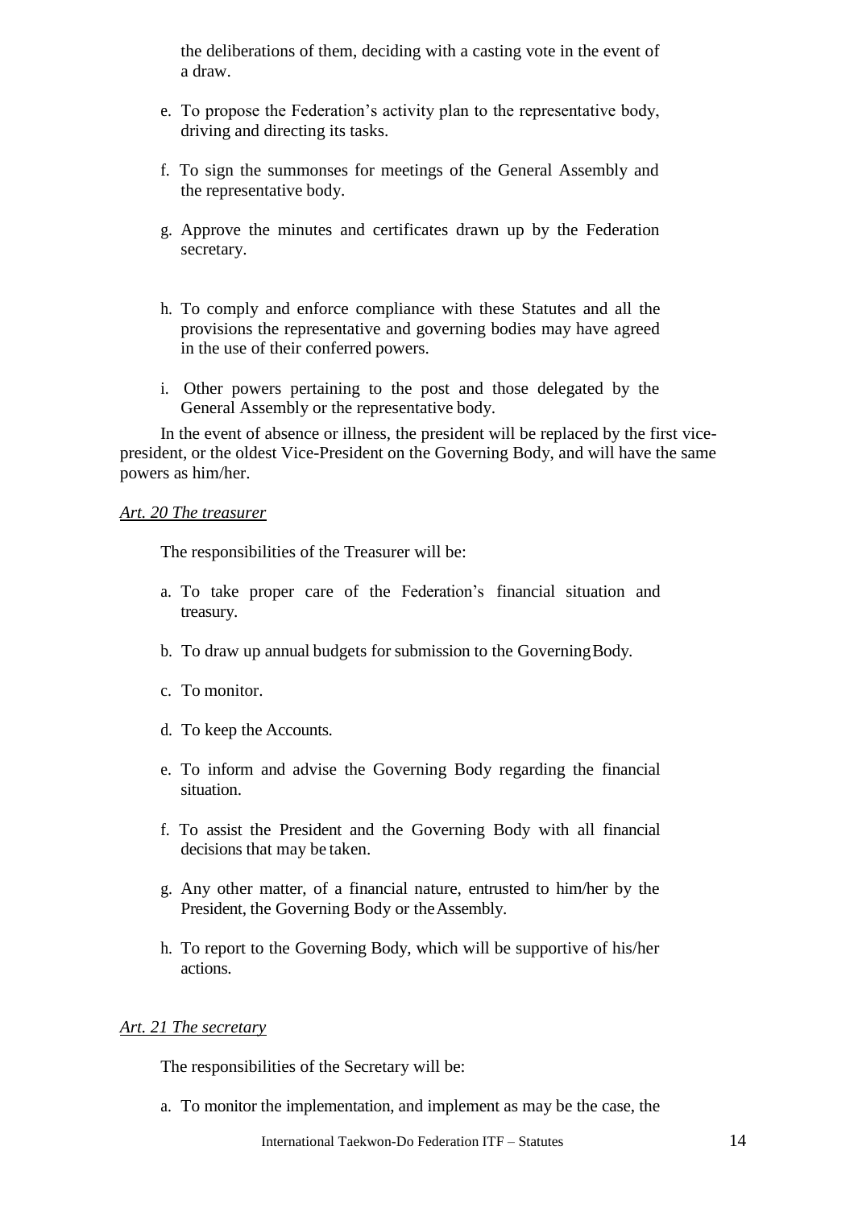the deliberations of them, deciding with a casting vote in the event of a draw.

e. To propose the Federation's activity plan to the representative body, driving and directing its tasks.

f. To sign the summonses for meetings of the General Assembly and the representative body.

g. Approve the minutes and certificates drawn up by the Federation secretary.

h. To comply and enforce compliance with these Statutes and all the provisions the representative and governing bodies may have agreed in the use of their conferred powers.

i. Other powers pertaining to the post and those delegated by the General Assembly or the representative body.

In the event of absence or illness, the president will be replaced by the first vice-president, or the oldest Vice-President on the Governing Body, and will have the same powers as him/her.

*Art. 20 The treasurer*

The responsibilities of the Treasurer will be:

a. To take proper care of the Federation's financial situation and treasury.

b. To draw up annual budgets for submission to the Governing Body.

c. To monitor.

d. To keep the Accounts.

e. To inform and advise the Governing Body regarding the financial situation.

f. To assist the President and the Governing Body with all financial decisions that may be taken.

g. Any other matter, of a financial nature, entrusted to him/her by the President, the Governing Body or the Assembly.

h. To report to the Governing Body, which will be supportive of his/her actions.

*Art. 21 The secretary*

The responsibilities of the Secretary will be:

a. To monitor the implementation, and implement as may be the case, the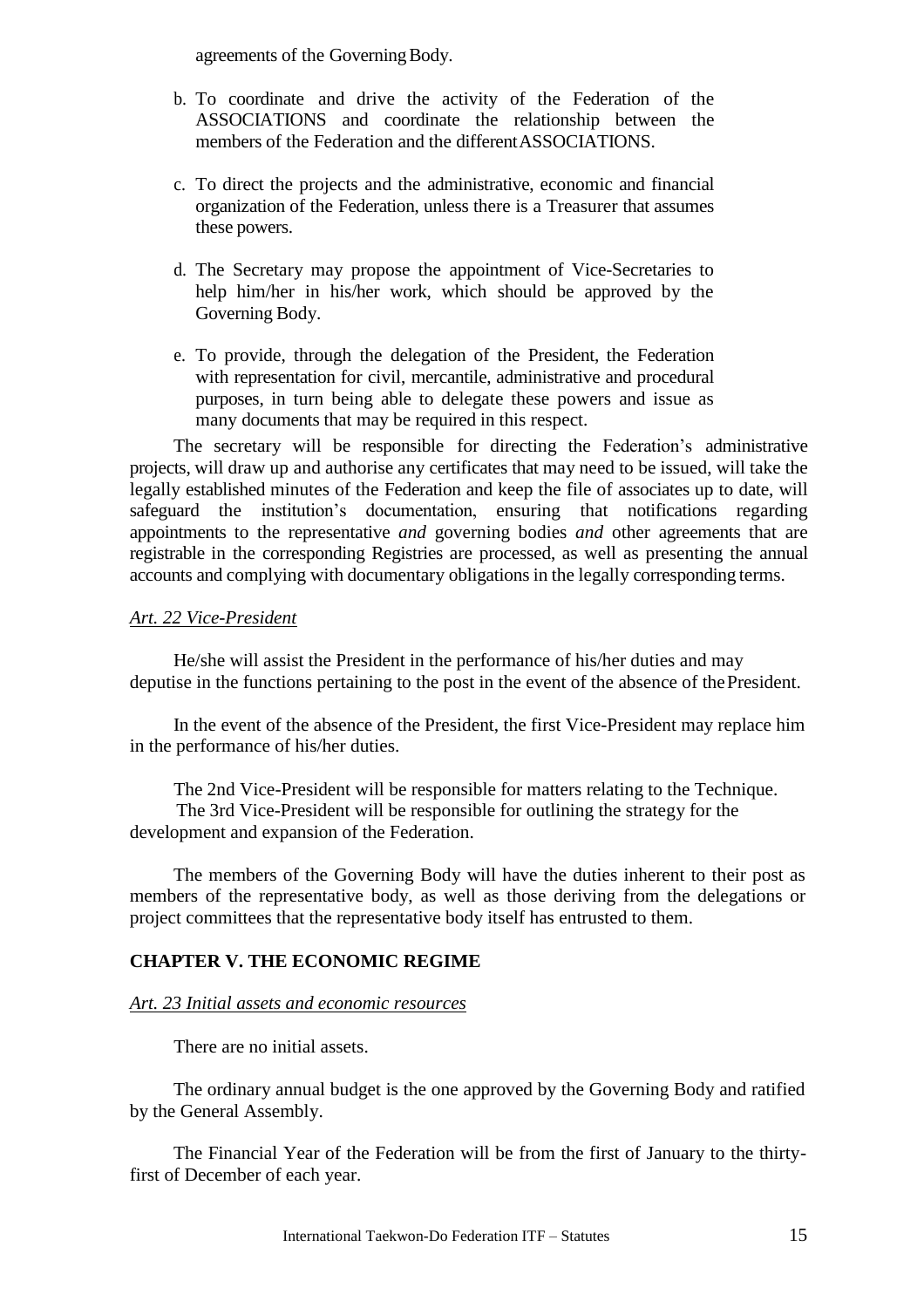agreements of the Governing Body.

b. To coordinate and drive the activity of the Federation of the ASSOCIATIONS and coordinate the relationship between the members of the Federation and the different ASSOCIATIONS.

c. To direct the projects and the administrative, economic and financial organization of the Federation, unless there is a Treasurer that assumes these powers.

d. The Secretary may propose the appointment of Vice-Secretaries to help him/her in his/her work, which should be approved by the Governing Body.

e. To provide, through the delegation of the President, the Federation with representation for civil, mercantile, administrative and procedural purposes, in turn being able to delegate these powers and issue as many documents that may be required in this respect.

The secretary will be responsible for directing the Federation's administrative projects, will draw up and authorise any certificates that may need to be issued, will take the legally established minutes of the Federation and keep the file of associates up to date, will safeguard the institution's documentation, ensuring that notifications regarding appointments to the representative *and* governing bodies *and* other agreements that are registrable in the corresponding Registries are processed, as well as presenting the annual accounts and complying with documentary obligations in the legally corresponding terms.

*Art. 22 Vice-President*

He/she will assist the President in the performance of his/her duties and may deputise in the functions pertaining to the post in the event of the absence of the President.

In the event of the absence of the President, the first Vice-President may replace him in the performance of his/her duties.

The 2nd Vice-President will be responsible for matters relating to the Technique.
The 3rd Vice-President will be responsible for outlining the strategy for the development and expansion of the Federation.

The members of the Governing Body will have the duties inherent to their post as members of the representative body, as well as those deriving from the delegations or project committees that the representative body itself has entrusted to them.

## CHAPTER V. THE ECONOMIC REGIME

*Art. 23 Initial assets and economic resources*

There are no initial assets.

The ordinary annual budget is the one approved by the Governing Body and ratified by the General Assembly.

The Financial Year of the Federation will be from the first of January to the thirty-first of December of each year.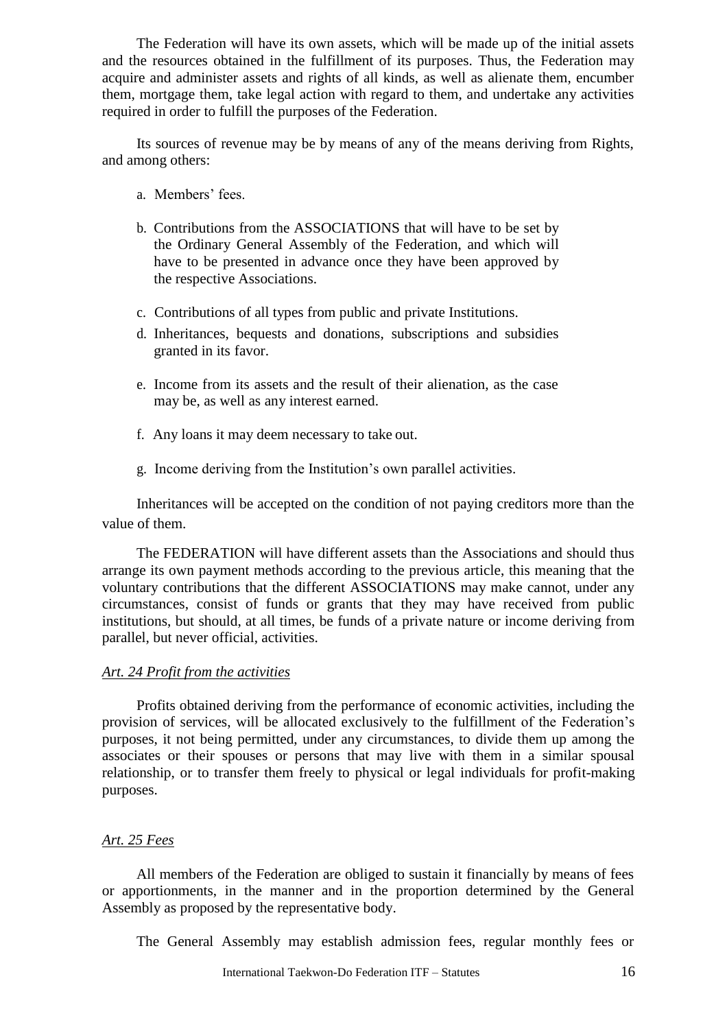The Federation will have its own assets, which will be made up of the initial assets and the resources obtained in the fulfillment of its purposes. Thus, the Federation may acquire and administer assets and rights of all kinds, as well as alienate them, encumber them, mortgage them, take legal action with regard to them, and undertake any activities required in order to fulfill the purposes of the Federation.

Its sources of revenue may be by means of any of the means deriving from Rights, and among others:

a. Members' fees.

b. Contributions from the ASSOCIATIONS that will have to be set by the Ordinary General Assembly of the Federation, and which will have to be presented in advance once they have been approved by the respective Associations.

c. Contributions of all types from public and private Institutions.

d. Inheritances, bequests and donations, subscriptions and subsidies granted in its favor.

e. Income from its assets and the result of their alienation, as the case may be, as well as any interest earned.

f. Any loans it may deem necessary to take out.

g. Income deriving from the Institution's own parallel activities.

Inheritances will be accepted on the condition of not paying creditors more than the value of them.

The FEDERATION will have different assets than the Associations and should thus arrange its own payment methods according to the previous article, this meaning that the voluntary contributions that the different ASSOCIATIONS may make cannot, under any circumstances, consist of funds or grants that they may have received from public institutions, but should, at all times, be funds of a private nature or income deriving from parallel, but never official, activities.

*Art. 24 Profit from the activities*

Profits obtained deriving from the performance of economic activities, including the provision of services, will be allocated exclusively to the fulfillment of the Federation's purposes, it not being permitted, under any circumstances, to divide them up among the associates or their spouses or persons that may live with them in a similar spousal relationship, or to transfer them freely to physical or legal individuals for profit-making purposes.

*Art. 25 Fees*

All members of the Federation are obliged to sustain it financially by means of fees or apportionments, in the manner and in the proportion determined by the General Assembly as proposed by the representative body.

The General Assembly may establish admission fees, regular monthly fees or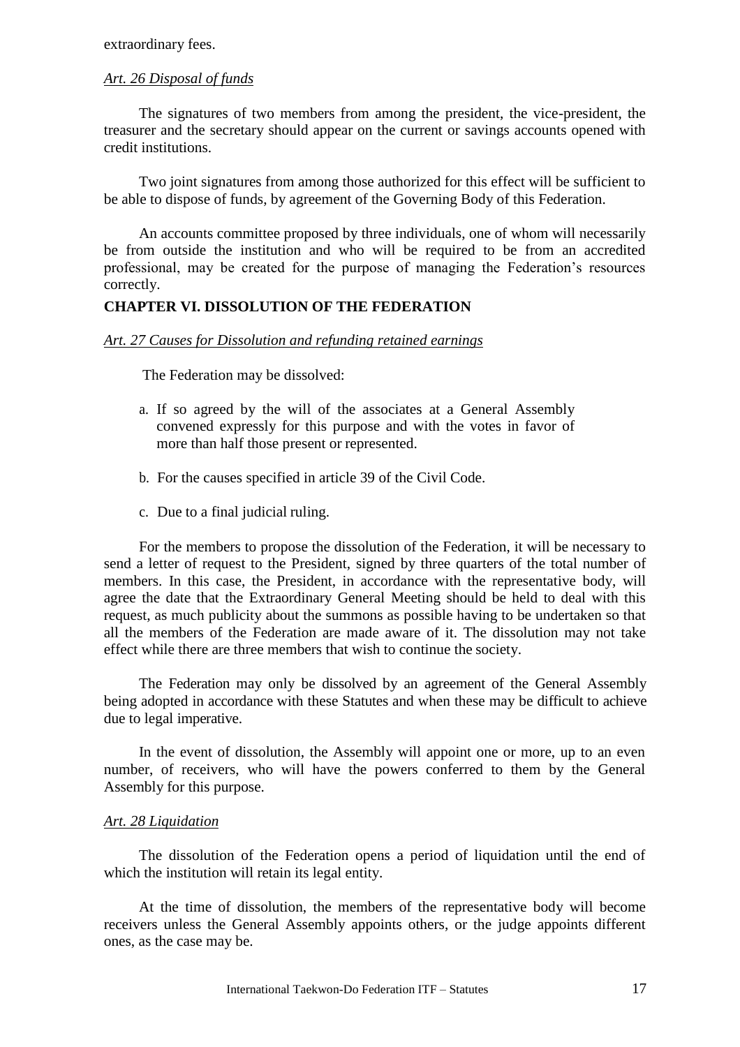extraordinary fees.

*Art. 26 Disposal of funds*

The signatures of two members from among the president, the vice-president, the treasurer and the secretary should appear on the current or savings accounts opened with credit institutions.

Two joint signatures from among those authorized for this effect will be sufficient to be able to dispose of funds, by agreement of the Governing Body of this Federation.

An accounts committee proposed by three individuals, one of whom will necessarily be from outside the institution and who will be required to be from an accredited professional, may be created for the purpose of managing the Federation's resources correctly.

## CHAPTER VI. DISSOLUTION OF THE FEDERATION

*Art. 27 Causes for Dissolution and refunding retained earnings*

The Federation may be dissolved:

a. If so agreed by the will of the associates at a General Assembly convened expressly for this purpose and with the votes in favor of more than half those present or represented.

b. For the causes specified in article 39 of the Civil Code.

c. Due to a final judicial ruling.

For the members to propose the dissolution of the Federation, it will be necessary to send a letter of request to the President, signed by three quarters of the total number of members. In this case, the President, in accordance with the representative body, will agree the date that the Extraordinary General Meeting should be held to deal with this request, as much publicity about the summons as possible having to be undertaken so that all the members of the Federation are made aware of it. The dissolution may not take effect while there are three members that wish to continue the society.

The Federation may only be dissolved by an agreement of the General Assembly being adopted in accordance with these Statutes and when these may be difficult to achieve due to legal imperative.

In the event of dissolution, the Assembly will appoint one or more, up to an even number, of receivers, who will have the powers conferred to them by the General Assembly for this purpose.

*Art. 28 Liquidation*

The dissolution of the Federation opens a period of liquidation until the end of which the institution will retain its legal entity.

At the time of dissolution, the members of the representative body will become receivers unless the General Assembly appoints others, or the judge appoints different ones, as the case may be.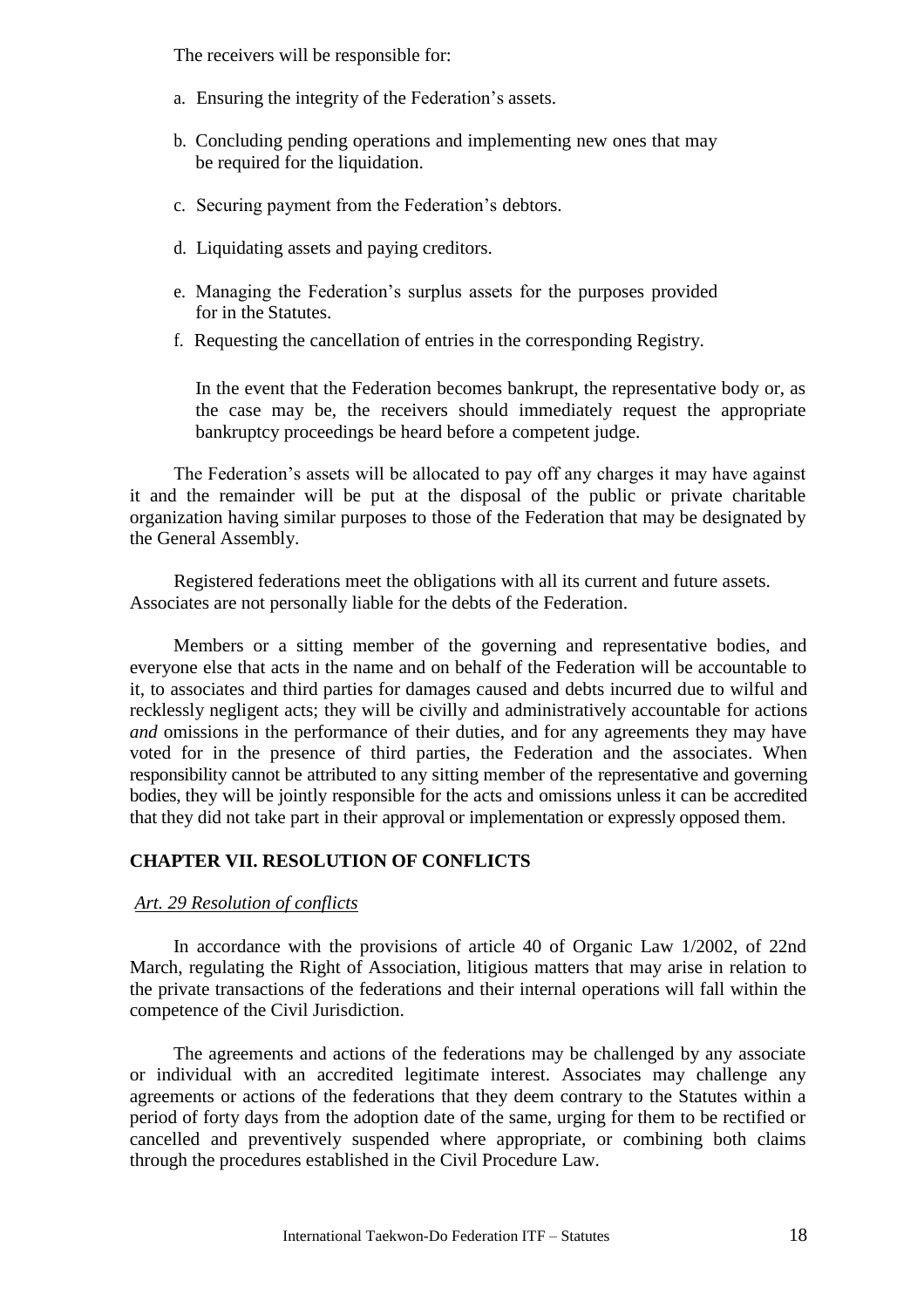The receivers will be responsible for:

a. Ensuring the integrity of the Federation's assets.

b. Concluding pending operations and implementing new ones that may be required for the liquidation.

c. Securing payment from the Federation's debtors.

d. Liquidating assets and paying creditors.

e. Managing the Federation's surplus assets for the purposes provided for in the Statutes.

f. Requesting the cancellation of entries in the corresponding Registry.

In the event that the Federation becomes bankrupt, the representative body or, as the case may be, the receivers should immediately request the appropriate bankruptcy proceedings be heard before a competent judge.

The Federation's assets will be allocated to pay off any charges it may have against it and the remainder will be put at the disposal of the public or private charitable organization having similar purposes to those of the Federation that may be designated by the General Assembly.

Registered federations meet the obligations with all its current and future assets. Associates are not personally liable for the debts of the Federation.

Members or a sitting member of the governing and representative bodies, and everyone else that acts in the name and on behalf of the Federation will be accountable to it, to associates and third parties for damages caused and debts incurred due to wilful and recklessly negligent acts; they will be civilly and administratively accountable for actions *and* omissions in the performance of their duties, and for any agreements they may have voted for in the presence of third parties, the Federation and the associates. When responsibility cannot be attributed to any sitting member of the representative and governing bodies, they will be jointly responsible for the acts and omissions unless it can be accredited that they did not take part in their approval or implementation or expressly opposed them.

## CHAPTER VII. RESOLUTION OF CONFLICTS

### *Art. 29 Resolution of conflicts*

In accordance with the provisions of article 40 of Organic Law 1/2002, of 22nd March, regulating the Right of Association, litigious matters that may arise in relation to the private transactions of the federations and their internal operations will fall within the competence of the Civil Jurisdiction.

The agreements and actions of the federations may be challenged by any associate or individual with an accredited legitimate interest. Associates may challenge any agreements or actions of the federations that they deem contrary to the Statutes within a period of forty days from the adoption date of the same, urging for them to be rectified or cancelled and preventively suspended where appropriate, or combining both claims through the procedures established in the Civil Procedure Law.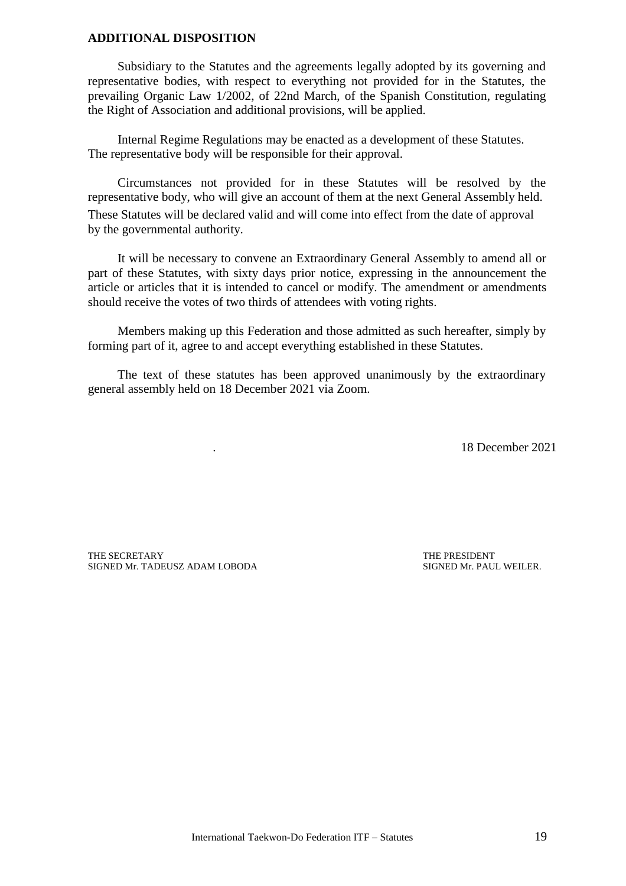**ADDITIONAL DISPOSITION**

Subsidiary to the Statutes and the agreements legally adopted by its governing and representative bodies, with respect to everything not provided for in the Statutes, the prevailing Organic Law 1/2002, of 22nd March, of the Spanish Constitution, regulating the Right of Association and additional provisions, will be applied.

Internal Regime Regulations may be enacted as a development of these Statutes. The representative body will be responsible for their approval.

Circumstances not provided for in these Statutes will be resolved by the representative body, who will give an account of them at the next General Assembly held. These Statutes will be declared valid and will come into effect from the date of approval by the governmental authority.

It will be necessary to convene an Extraordinary General Assembly to amend all or part of these Statutes, with sixty days prior notice, expressing in the announcement the article or articles that it is intended to cancel or modify. The amendment or amendments should receive the votes of two thirds of attendees with voting rights.

Members making up this Federation and those admitted as such hereafter, simply by forming part of it, agree to and accept everything established in these Statutes.

The text of these statutes has been approved unanimously by the extraordinary general assembly held on 18 December 2021 via Zoom.

. 18 December 2021

THE SECRETARY
SIGNED Mr. TADEUSZ ADAM LOBODA

THE PRESIDENT
SIGNED Mr. PAUL WEILER.